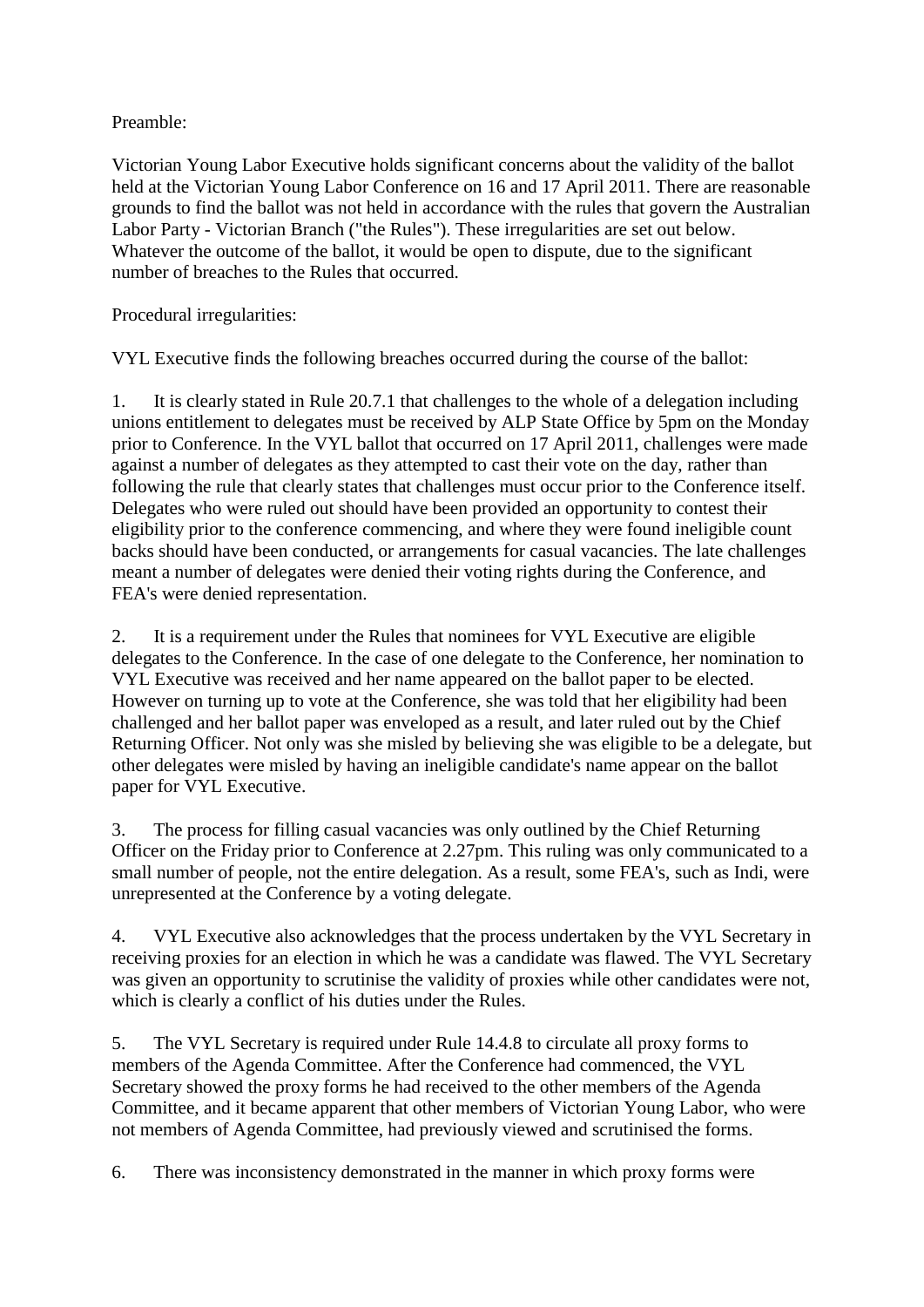Preamble:

Victorian Young Labor Executive holds significant concerns about the validity of the ballot held at the Victorian Young Labor Conference on 16 and 17 April 2011. There are reasonable grounds to find the ballot was not held in accordance with the rules that govern the Australian Labor Party - Victorian Branch ("the Rules"). These irregularities are set out below. Whatever the outcome of the ballot, it would be open to dispute, due to the significant number of breaches to the Rules that occurred.

Procedural irregularities:

VYL Executive finds the following breaches occurred during the course of the ballot:

1. It is clearly stated in Rule 20.7.1 that challenges to the whole of a delegation including unions entitlement to delegates must be received by ALP State Office by 5pm on the Monday prior to Conference. In the VYL ballot that occurred on 17 April 2011, challenges were made against a number of delegates as they attempted to cast their vote on the day, rather than following the rule that clearly states that challenges must occur prior to the Conference itself. Delegates who were ruled out should have been provided an opportunity to contest their eligibility prior to the conference commencing, and where they were found ineligible count backs should have been conducted, or arrangements for casual vacancies. The late challenges meant a number of delegates were denied their voting rights during the Conference, and FEA's were denied representation.

2. It is a requirement under the Rules that nominees for VYL Executive are eligible delegates to the Conference. In the case of one delegate to the Conference, her nomination to VYL Executive was received and her name appeared on the ballot paper to be elected. However on turning up to vote at the Conference, she was told that her eligibility had been challenged and her ballot paper was enveloped as a result, and later ruled out by the Chief Returning Officer. Not only was she misled by believing she was eligible to be a delegate, but other delegates were misled by having an ineligible candidate's name appear on the ballot paper for VYL Executive.

3. The process for filling casual vacancies was only outlined by the Chief Returning Officer on the Friday prior to Conference at 2.27pm. This ruling was only communicated to a small number of people, not the entire delegation. As a result, some FEA's, such as Indi, were unrepresented at the Conference by a voting delegate.

4. VYL Executive also acknowledges that the process undertaken by the VYL Secretary in receiving proxies for an election in which he was a candidate was flawed. The VYL Secretary was given an opportunity to scrutinise the validity of proxies while other candidates were not, which is clearly a conflict of his duties under the Rules.

5. The VYL Secretary is required under Rule 14.4.8 to circulate all proxy forms to members of the Agenda Committee. After the Conference had commenced, the VYL Secretary showed the proxy forms he had received to the other members of the Agenda Committee, and it became apparent that other members of Victorian Young Labor, who were not members of Agenda Committee, had previously viewed and scrutinised the forms.

6. There was inconsistency demonstrated in the manner in which proxy forms were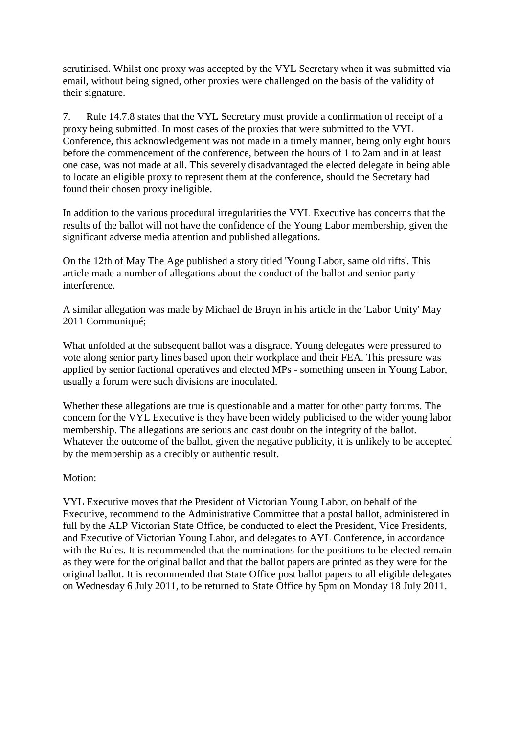scrutinised. Whilst one proxy was accepted by the VYL Secretary when it was submitted via email, without being signed, other proxies were challenged on the basis of the validity of their signature.

7. Rule 14.7.8 states that the VYL Secretary must provide a confirmation of receipt of a proxy being submitted. In most cases of the proxies that were submitted to the VYL Conference, this acknowledgement was not made in a timely manner, being only eight hours before the commencement of the conference, between the hours of 1 to 2am and in at least one case, was not made at all. This severely disadvantaged the elected delegate in being able to locate an eligible proxy to represent them at the conference, should the Secretary had found their chosen proxy ineligible.

In addition to the various procedural irregularities the VYL Executive has concerns that the results of the ballot will not have the confidence of the Young Labor membership, given the significant adverse media attention and published allegations.

On the 12th of May The Age published a story titled 'Young Labor, same old rifts'. This article made a number of allegations about the conduct of the ballot and senior party interference.

A similar allegation was made by Michael de Bruyn in his article in the 'Labor Unity' May 2011 Communiqué;

What unfolded at the subsequent ballot was a disgrace. Young delegates were pressured to vote along senior party lines based upon their workplace and their FEA. This pressure was applied by senior factional operatives and elected MPs - something unseen in Young Labor, usually a forum were such divisions are inoculated.

Whether these allegations are true is questionable and a matter for other party forums. The concern for the VYL Executive is they have been widely publicised to the wider young labor membership. The allegations are serious and cast doubt on the integrity of the ballot. Whatever the outcome of the ballot, given the negative publicity, it is unlikely to be accepted by the membership as a credibly or authentic result.

Motion:

VYL Executive moves that the President of Victorian Young Labor, on behalf of the Executive, recommend to the Administrative Committee that a postal ballot, administered in full by the ALP Victorian State Office, be conducted to elect the President, Vice Presidents, and Executive of Victorian Young Labor, and delegates to AYL Conference, in accordance with the Rules. It is recommended that the nominations for the positions to be elected remain as they were for the original ballot and that the ballot papers are printed as they were for the original ballot. It is recommended that State Office post ballot papers to all eligible delegates on Wednesday 6 July 2011, to be returned to State Office by 5pm on Monday 18 July 2011.